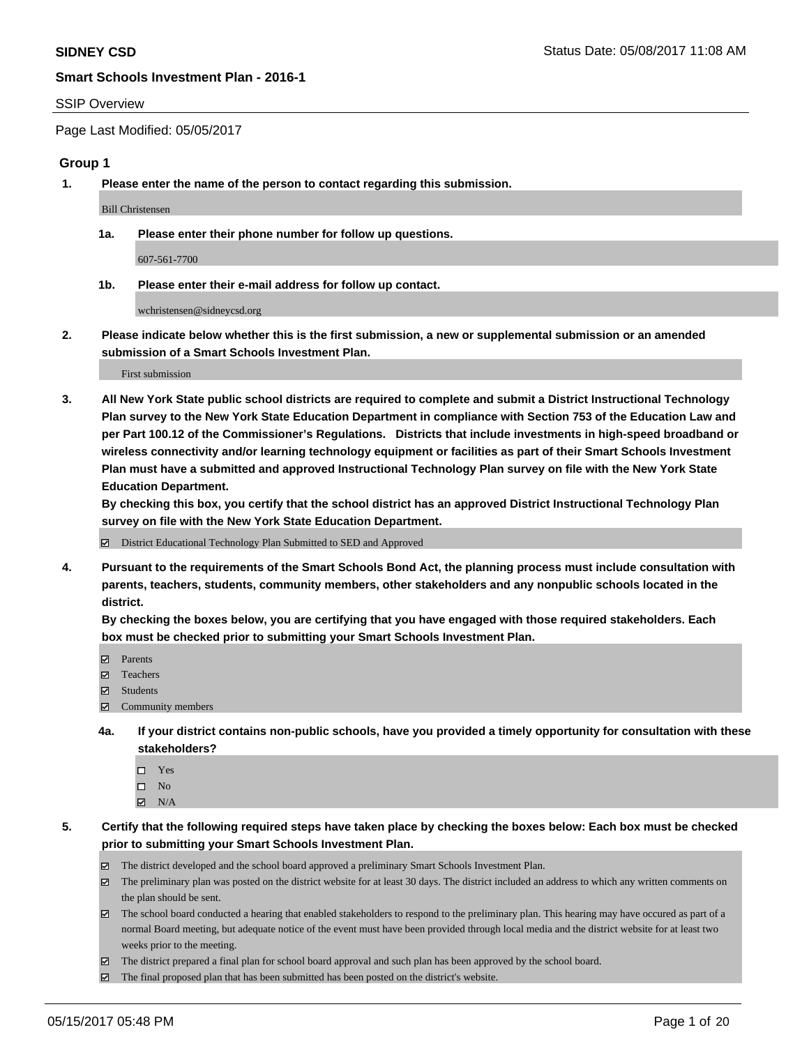**SIDNEY CSD**

**Smart Schools Investment Plan - 2016-1**

SSIP Overview

Page Last Modified: 05/05/2017

### Group 1

**1. Please enter the name of the person to contact regarding this submission.**

Bill Christensen

**1a. Please enter their phone number for follow up questions.**

607-561-7700

**1b. Please enter their e-mail address for follow up contact.**

wchristensen@sidneycsd.org

**2. Please indicate below whether this is the first submission, a new or supplemental submission or an amended submission of a Smart Schools Investment Plan.**

First submission

**3. All New York State public school districts are required to complete and submit a District Instructional Technology Plan survey to the New York State Education Department in compliance with Section 753 of the Education Law and per Part 100.12 of the Commissioner's Regulations. Districts that include investments in high-speed broadband or wireless connectivity and/or learning technology equipment or facilities as part of their Smart Schools Investment Plan must have a submitted and approved Instructional Technology Plan survey on file with the New York State Education Department.**
**By checking this box, you certify that the school district has an approved District Instructional Technology Plan survey on file with the New York State Education Department.**

☑ District Educational Technology Plan Submitted to SED and Approved

**4. Pursuant to the requirements of the Smart Schools Bond Act, the planning process must include consultation with parents, teachers, students, community members, other stakeholders and any nonpublic schools located in the district.**
**By checking the boxes below, you are certifying that you have engaged with those required stakeholders. Each box must be checked prior to submitting your Smart Schools Investment Plan.**

☑ Parents
☑ Teachers
☑ Students
☑ Community members

**4a. If your district contains non-public schools, have you provided a timely opportunity for consultation with these stakeholders?**

☐ Yes
☐ No
☑ N/A

**5. Certify that the following required steps have taken place by checking the boxes below: Each box must be checked prior to submitting your Smart Schools Investment Plan.**

☑ The district developed and the school board approved a preliminary Smart Schools Investment Plan.
☑ The preliminary plan was posted on the district website for at least 30 days. The district included an address to which any written comments on the plan should be sent.
☑ The school board conducted a hearing that enabled stakeholders to respond to the preliminary plan. This hearing may have occured as part of a normal Board meeting, but adequate notice of the event must have been provided through local media and the district website for at least two weeks prior to the meeting.
☑ The district prepared a final plan for school board approval and such plan has been approved by the school board.
☑ The final proposed plan that has been submitted has been posted on the district's website.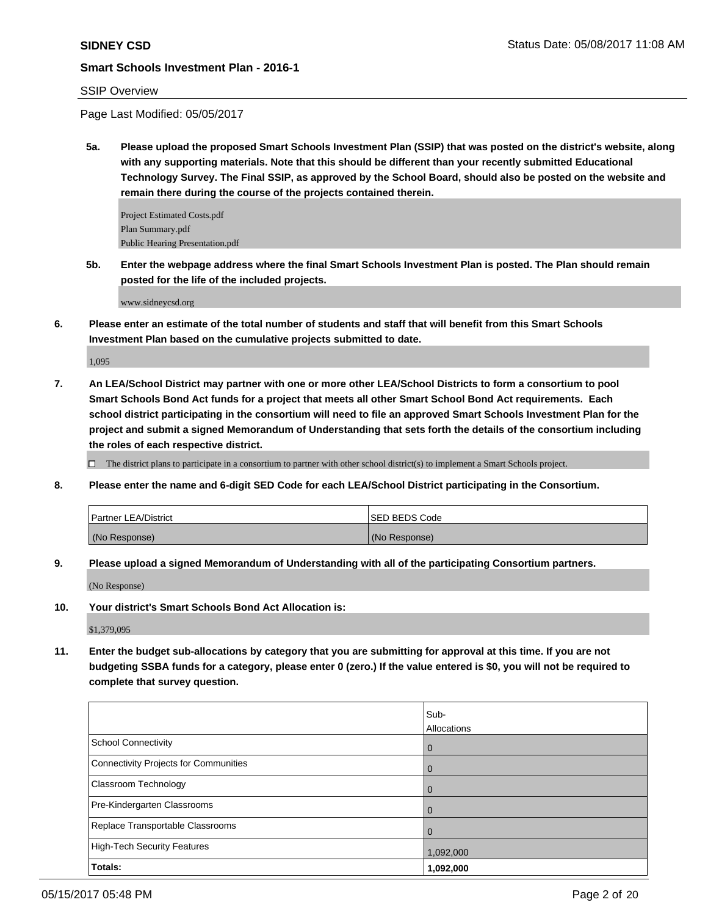SSIP Overview

Page Last Modified: 05/05/2017

**5a. Please upload the proposed Smart Schools Investment Plan (SSIP) that was posted on the district's website, along with any supporting materials. Note that this should be different than your recently submitted Educational Technology Survey. The Final SSIP, as approved by the School Board, should also be posted on the website and remain there during the course of the projects contained therein.**

Project Estimated Costs.pdf
Plan Summary.pdf
Public Hearing Presentation.pdf

**5b. Enter the webpage address where the final Smart Schools Investment Plan is posted. The Plan should remain posted for the life of the included projects.**

www.sidneycsd.org

**6. Please enter an estimate of the total number of students and staff that will benefit from this Smart Schools Investment Plan based on the cumulative projects submitted to date.**

1,095

**7. An LEA/School District may partner with one or more other LEA/School Districts to form a consortium to pool Smart Schools Bond Act funds for a project that meets all other Smart School Bond Act requirements. Each school district participating in the consortium will need to file an approved Smart Schools Investment Plan for the project and submit a signed Memorandum of Understanding that sets forth the details of the consortium including the roles of each respective district.**

☐ The district plans to participate in a consortium to partner with other school district(s) to implement a Smart Schools project.

**8. Please enter the name and 6-digit SED Code for each LEA/School District participating in the Consortium.**

| Partner LEA/District | SED BEDS Code |
| --- | --- |
| (No Response) | (No Response) |

**9. Please upload a signed Memorandum of Understanding with all of the participating Consortium partners.**

(No Response)

**10. Your district's Smart Schools Bond Act Allocation is:**

$1,379,095

**11. Enter the budget sub-allocations by category that you are submitting for approval at this time. If you are not budgeting SSBA funds for a category, please enter 0 (zero.) If the value entered is $0, you will not be required to complete that survey question.**

| | Sub-Allocations |
| --- | --- |
| School Connectivity | 0 |
| Connectivity Projects for Communities | 0 |
| Classroom Technology | 0 |
| Pre-Kindergarten Classrooms | 0 |
| Replace Transportable Classrooms | 0 |
| High-Tech Security Features | 1,092,000 |
| **Totals:** | **1,092,000** |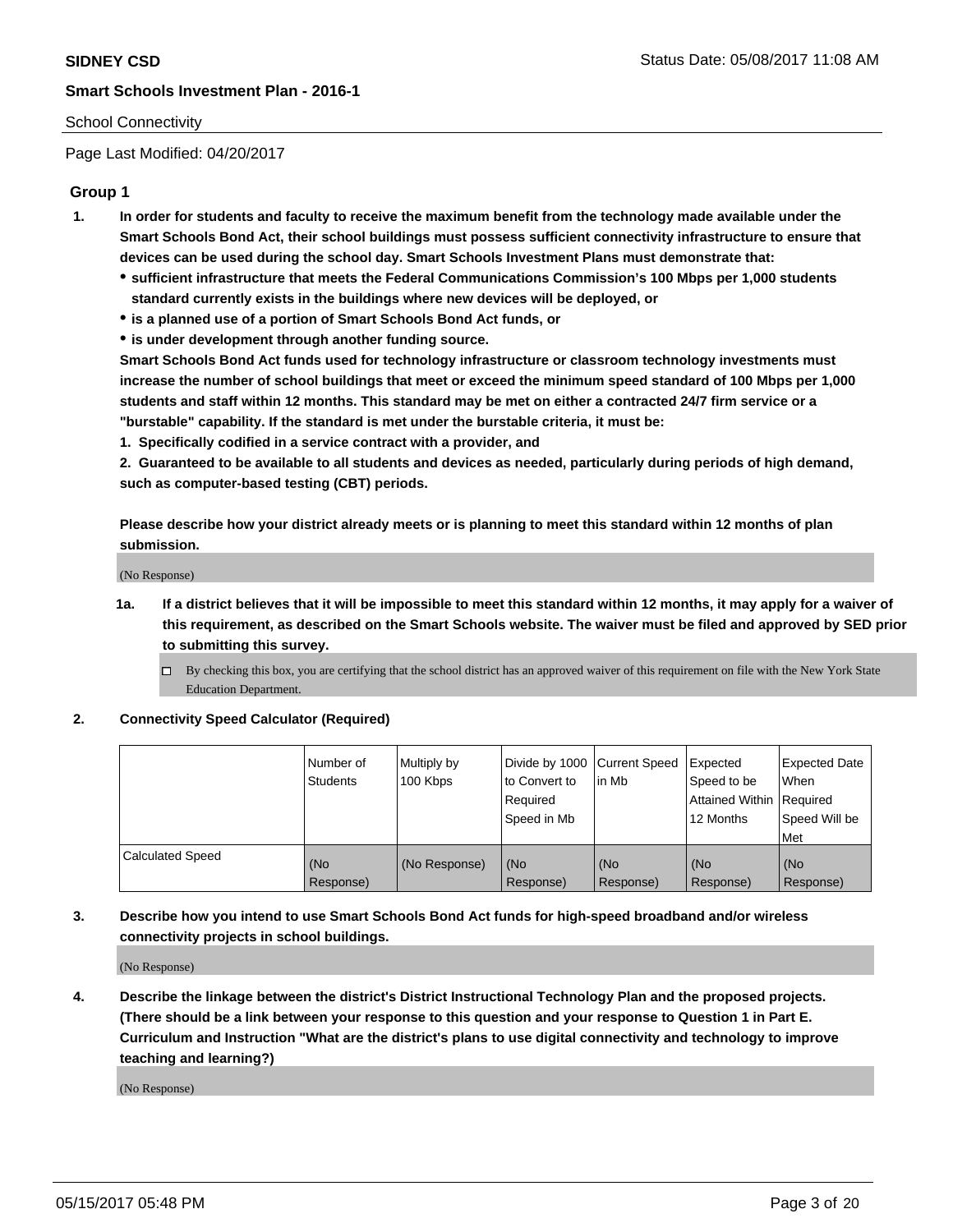School Connectivity

Page Last Modified: 04/20/2017

## Group 1

1. **In order for students and faculty to receive the maximum benefit from the technology made available under the Smart Schools Bond Act, their school buildings must possess sufficient connectivity infrastructure to ensure that devices can be used during the school day. Smart Schools Investment Plans must demonstrate that:**
   - **sufficient infrastructure that meets the Federal Communications Commission's 100 Mbps per 1,000 students standard currently exists in the buildings where new devices will be deployed, or**
   - **is a planned use of a portion of Smart Schools Bond Act funds, or**
   - **is under development through another funding source.**

   **Smart Schools Bond Act funds used for technology infrastructure or classroom technology investments must increase the number of school buildings that meet or exceed the minimum speed standard of 100 Mbps per 1,000 students and staff within 12 months. This standard may be met on either a contracted 24/7 firm service or a "burstable" capability. If the standard is met under the burstable criteria, it must be:**

   **1. Specifically codified in a service contract with a provider, and**

   **2. Guaranteed to be available to all students and devices as needed, particularly during periods of high demand, such as computer-based testing (CBT) periods.**

   **Please describe how your district already meets or is planning to meet this standard within 12 months of plan submission.**

   (No Response)

   1a. **If a district believes that it will be impossible to meet this standard within 12 months, it may apply for a waiver of this requirement, as described on the Smart Schools website. The waiver must be filed and approved by SED prior to submitting this survey.**

   - [ ] By checking this box, you are certifying that the school district has an approved waiver of this requirement on file with the New York State Education Department.

2. **Connectivity Speed Calculator (Required)**

| | Number of Students | Multiply by 100 Kbps | Divide by 1000 to Convert to Required Speed in Mb | Current Speed in Mb | Expected Speed to be Attained Within 12 Months | Expected Date When Required Speed Will be Met |
|---|---|---|---|---|---|---|
| Calculated Speed | (No Response) | (No Response) | (No Response) | (No Response) | (No Response) | (No Response) |

3. **Describe how you intend to use Smart Schools Bond Act funds for high-speed broadband and/or wireless connectivity projects in school buildings.**

   (No Response)

4. **Describe the linkage between the district's District Instructional Technology Plan and the proposed projects. (There should be a link between your response to this question and your response to Question 1 in Part E. Curriculum and Instruction "What are the district's plans to use digital connectivity and technology to improve teaching and learning?)**

   (No Response)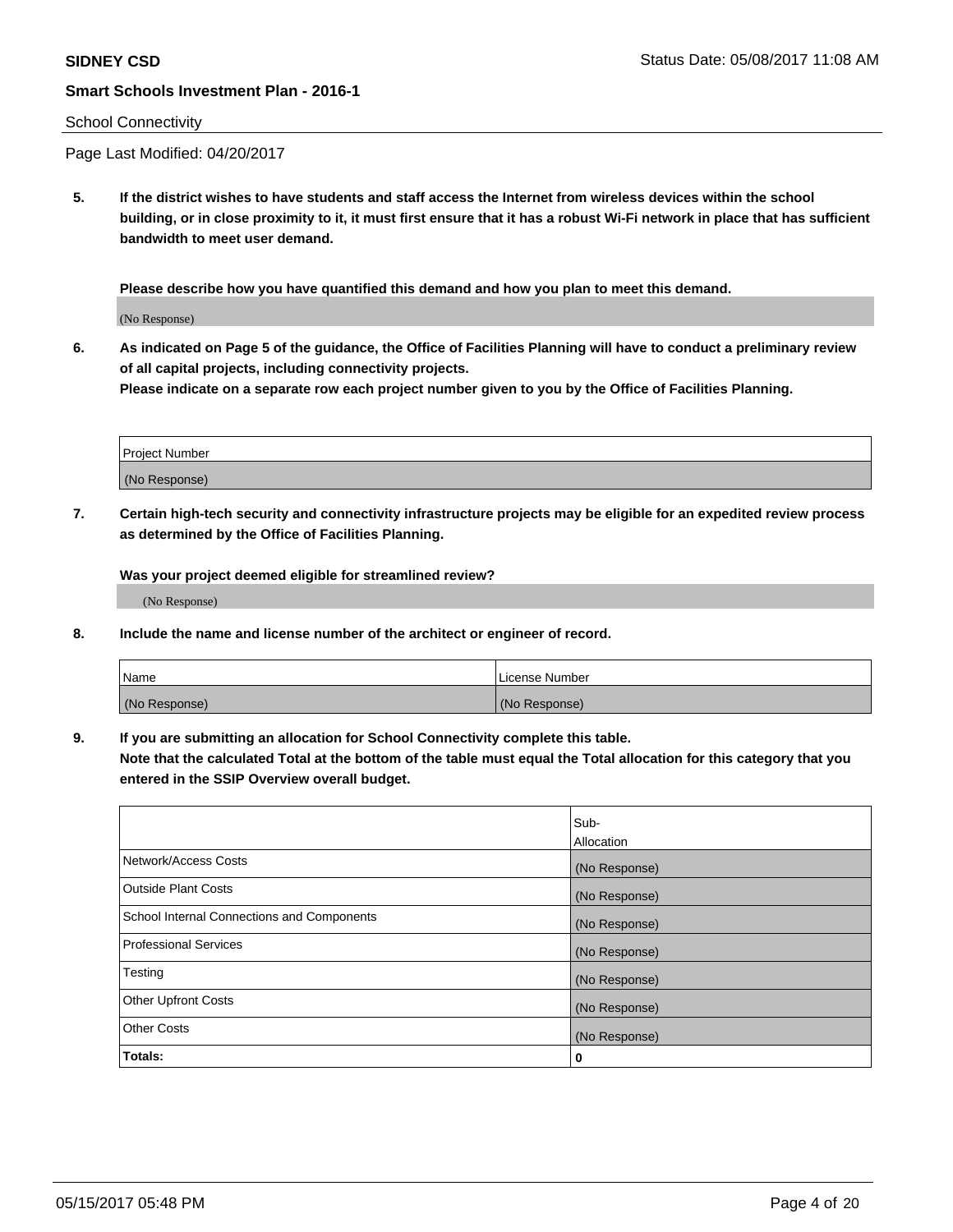School Connectivity

Page Last Modified: 04/20/2017

**5. If the district wishes to have students and staff access the Internet from wireless devices within the school building, or in close proximity to it, it must first ensure that it has a robust Wi-Fi network in place that has sufficient bandwidth to meet user demand.**

**Please describe how you have quantified this demand and how you plan to meet this demand.**

(No Response)

**6. As indicated on Page 5 of the guidance, the Office of Facilities Planning will have to conduct a preliminary review of all capital projects, including connectivity projects.**
**Please indicate on a separate row each project number given to you by the Office of Facilities Planning.**

| Project Number |
|---|
| (No Response) |

**7. Certain high-tech security and connectivity infrastructure projects may be eligible for an expedited review process as determined by the Office of Facilities Planning.**

**Was your project deemed eligible for streamlined review?**

(No Response)

**8. Include the name and license number of the architect or engineer of record.**

| Name | License Number |
|---|---|
| (No Response) | (No Response) |

**9. If you are submitting an allocation for School Connectivity complete this table.**
**Note that the calculated Total at the bottom of the table must equal the Total allocation for this category that you entered in the SSIP Overview overall budget.**

| | Sub-Allocation |
|---|---|
| Network/Access Costs | (No Response) |
| Outside Plant Costs | (No Response) |
| School Internal Connections and Components | (No Response) |
| Professional Services | (No Response) |
| Testing | (No Response) |
| Other Upfront Costs | (No Response) |
| Other Costs | (No Response) |
| **Totals:** | **0** |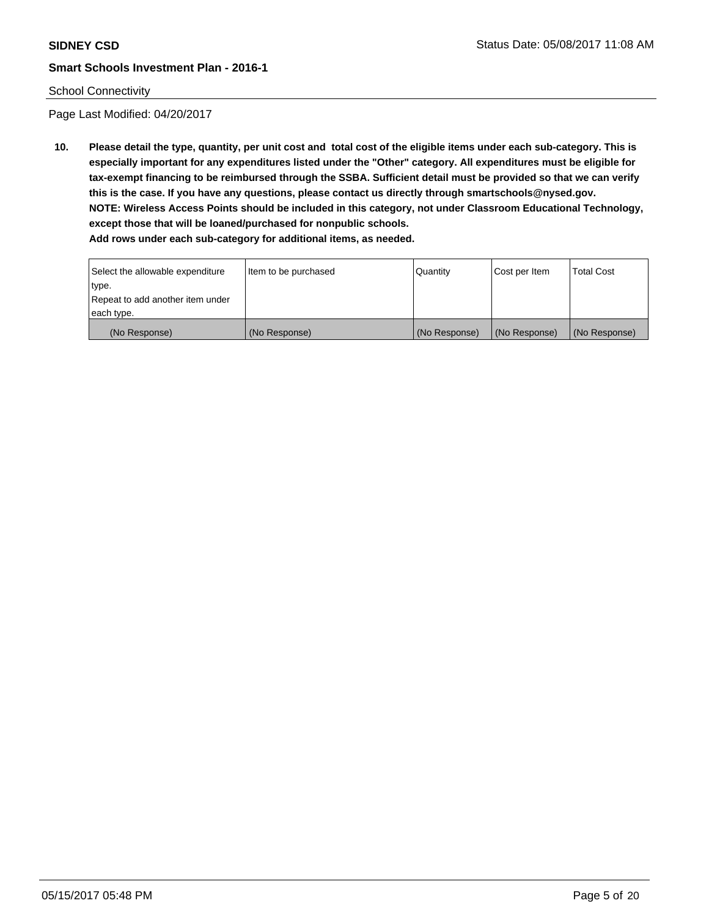School Connectivity

Page Last Modified: 04/20/2017

**10. Please detail the type, quantity, per unit cost and total cost of the eligible items under each sub-category. This is especially important for any expenditures listed under the "Other" category. All expenditures must be eligible for tax-exempt financing to be reimbursed through the SSBA. Sufficient detail must be provided so that we can verify this is the case. If you have any questions, please contact us directly through smartschools@nysed.gov.**
**NOTE: Wireless Access Points should be included in this category, not under Classroom Educational Technology, except those that will be loaned/purchased for nonpublic schools.**
**Add rows under each sub-category for additional items, as needed.**

| Select the allowable expenditure type. Repeat to add another item under each type. | Item to be purchased | Quantity | Cost per Item | Total Cost |
|---|---|---|---|---|
| (No Response) | (No Response) | (No Response) | (No Response) | (No Response) |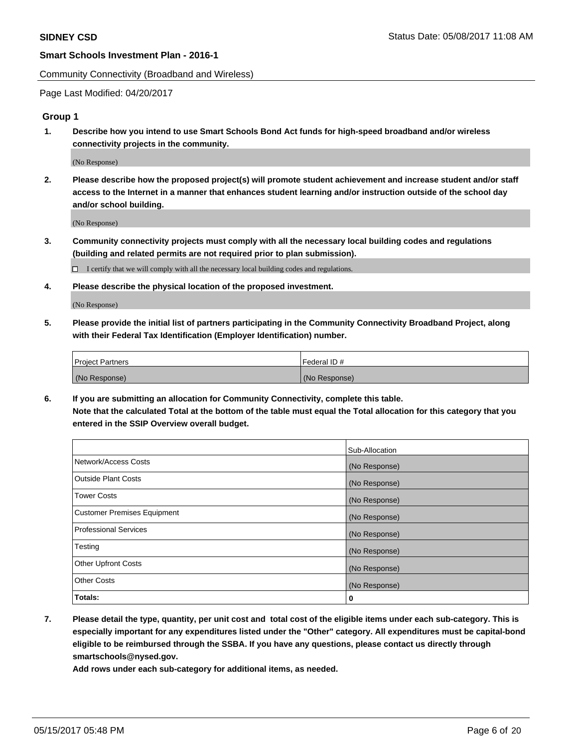Community Connectivity (Broadband and Wireless)

Page Last Modified: 04/20/2017

## Group 1

**1. Describe how you intend to use Smart Schools Bond Act funds for high-speed broadband and/or wireless connectivity projects in the community.**

(No Response)

**2. Please describe how the proposed project(s) will promote student achievement and increase student and/or staff access to the Internet in a manner that enhances student learning and/or instruction outside of the school day and/or school building.**

(No Response)

**3. Community connectivity projects must comply with all the necessary local building codes and regulations (building and related permits are not required prior to plan submission).**

☐ I certify that we will comply with all the necessary local building codes and regulations.

**4. Please describe the physical location of the proposed investment.**

(No Response)

**5. Please provide the initial list of partners participating in the Community Connectivity Broadband Project, along with their Federal Tax Identification (Employer Identification) number.**

| Project Partners | Federal ID # |
|---|---|
| (No Response) | (No Response) |

**6. If you are submitting an allocation for Community Connectivity, complete this table.**
**Note that the calculated Total at the bottom of the table must equal the Total allocation for this category that you entered in the SSIP Overview overall budget.**

| | Sub-Allocation |
|---|---|
| Network/Access Costs | (No Response) |
| Outside Plant Costs | (No Response) |
| Tower Costs | (No Response) |
| Customer Premises Equipment | (No Response) |
| Professional Services | (No Response) |
| Testing | (No Response) |
| Other Upfront Costs | (No Response) |
| Other Costs | (No Response) |
| **Totals:** | **0** |

**7. Please detail the type, quantity, per unit cost and total cost of the eligible items under each sub-category. This is especially important for any expenditures listed under the "Other" category. All expenditures must be capital-bond eligible to be reimbursed through the SSBA. If you have any questions, please contact us directly through smartschools@nysed.gov.**
**Add rows under each sub-category for additional items, as needed.**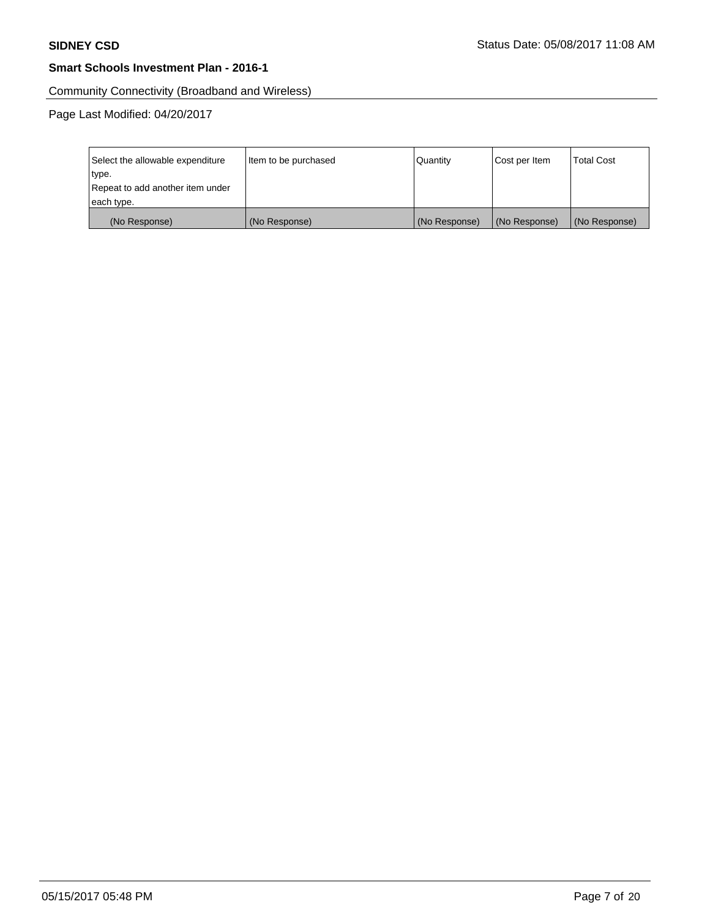Community Connectivity (Broadband and Wireless)

Page Last Modified: 04/20/2017

| Select the allowable expenditure type. Repeat to add another item under each type. | Item to be purchased | Quantity | Cost per Item | Total Cost |
|---|---|---|---|---|
| (No Response) | (No Response) | (No Response) | (No Response) | (No Response) |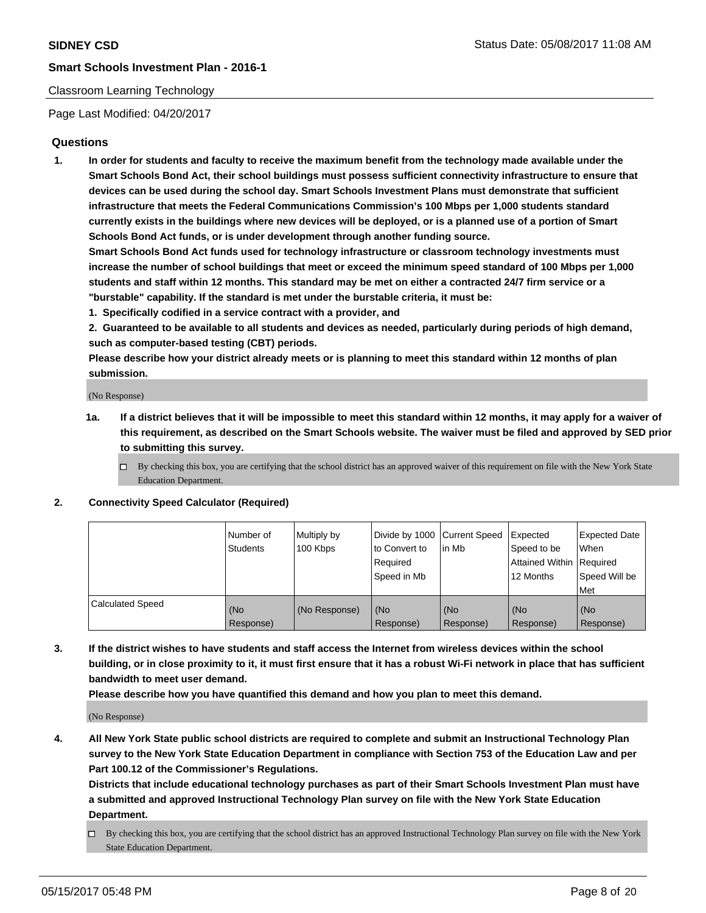Classroom Learning Technology

Page Last Modified: 04/20/2017

## Questions

**1. In order for students and faculty to receive the maximum benefit from the technology made available under the Smart Schools Bond Act, their school buildings must possess sufficient connectivity infrastructure to ensure that devices can be used during the school day. Smart Schools Investment Plans must demonstrate that sufficient infrastructure that meets the Federal Communications Commission's 100 Mbps per 1,000 students standard currently exists in the buildings where new devices will be deployed, or is a planned use of a portion of Smart Schools Bond Act funds, or is under development through another funding source.**

**Smart Schools Bond Act funds used for technology infrastructure or classroom technology investments must increase the number of school buildings that meet or exceed the minimum speed standard of 100 Mbps per 1,000 students and staff within 12 months. This standard may be met on either a contracted 24/7 firm service or a "burstable" capability. If the standard is met under the burstable criteria, it must be:**

**1. Specifically codified in a service contract with a provider, and**

**2. Guaranteed to be available to all students and devices as needed, particularly during periods of high demand, such as computer-based testing (CBT) periods.**

**Please describe how your district already meets or is planning to meet this standard within 12 months of plan submission.**

(No Response)

**1a. If a district believes that it will be impossible to meet this standard within 12 months, it may apply for a waiver of this requirement, as described on the Smart Schools website. The waiver must be filed and approved by SED prior to submitting this survey.**

- [ ] By checking this box, you are certifying that the school district has an approved waiver of this requirement on file with the New York State Education Department.

**2. Connectivity Speed Calculator (Required)**

| | Number of Students | Multiply by 100 Kbps | Divide by 1000 to Convert to Required Speed in Mb | Current Speed in Mb | Expected Speed to be Attained Within 12 Months | Expected Date When Required Speed Will be Met |
|---|---|---|---|---|---|---|
| Calculated Speed | (No Response) | (No Response) | (No Response) | (No Response) | (No Response) | (No Response) |

**3. If the district wishes to have students and staff access the Internet from wireless devices within the school building, or in close proximity to it, it must first ensure that it has a robust Wi-Fi network in place that has sufficient bandwidth to meet user demand.**

**Please describe how you have quantified this demand and how you plan to meet this demand.**

(No Response)

**4. All New York State public school districts are required to complete and submit an Instructional Technology Plan survey to the New York State Education Department in compliance with Section 753 of the Education Law and per Part 100.12 of the Commissioner's Regulations.**

**Districts that include educational technology purchases as part of their Smart Schools Investment Plan must have a submitted and approved Instructional Technology Plan survey on file with the New York State Education Department.**

- [ ] By checking this box, you are certifying that the school district has an approved Instructional Technology Plan survey on file with the New York State Education Department.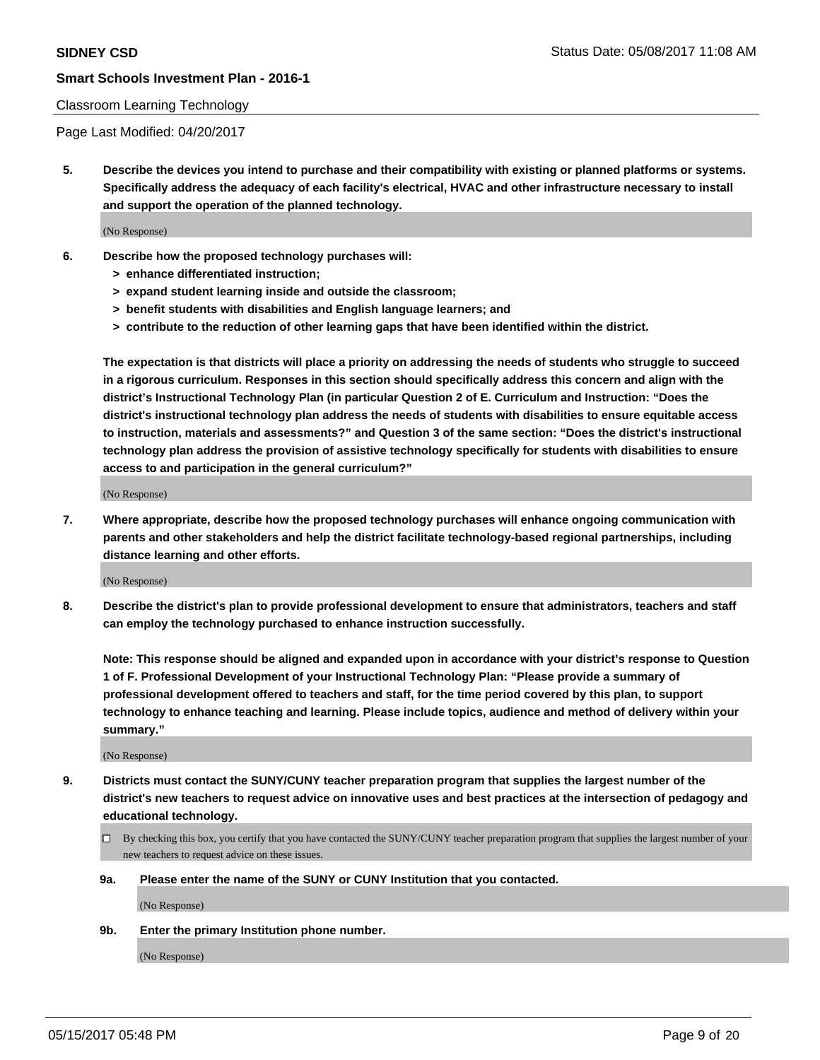Classroom Learning Technology

Page Last Modified: 04/20/2017

**5. Describe the devices you intend to purchase and their compatibility with existing or planned platforms or systems. Specifically address the adequacy of each facility's electrical, HVAC and other infrastructure necessary to install and support the operation of the planned technology.**

(No Response)

**6. Describe how the proposed technology purchases will:**

- **> enhance differentiated instruction;**
- **> expand student learning inside and outside the classroom;**
- **> benefit students with disabilities and English language learners; and**
- **> contribute to the reduction of other learning gaps that have been identified within the district.**

**The expectation is that districts will place a priority on addressing the needs of students who struggle to succeed in a rigorous curriculum. Responses in this section should specifically address this concern and align with the district's Instructional Technology Plan (in particular Question 2 of E. Curriculum and Instruction: "Does the district's instructional technology plan address the needs of students with disabilities to ensure equitable access to instruction, materials and assessments?" and Question 3 of the same section: "Does the district's instructional technology plan address the provision of assistive technology specifically for students with disabilities to ensure access to and participation in the general curriculum?"**

(No Response)

**7. Where appropriate, describe how the proposed technology purchases will enhance ongoing communication with parents and other stakeholders and help the district facilitate technology-based regional partnerships, including distance learning and other efforts.**

(No Response)

**8. Describe the district's plan to provide professional development to ensure that administrators, teachers and staff can employ the technology purchased to enhance instruction successfully.**

**Note: This response should be aligned and expanded upon in accordance with your district's response to Question 1 of F. Professional Development of your Instructional Technology Plan: "Please provide a summary of professional development offered to teachers and staff, for the time period covered by this plan, to support technology to enhance teaching and learning. Please include topics, audience and method of delivery within your summary."**

(No Response)

**9. Districts must contact the SUNY/CUNY teacher preparation program that supplies the largest number of the district's new teachers to request advice on innovative uses and best practices at the intersection of pedagogy and educational technology.**

☐ By checking this box, you certify that you have contacted the SUNY/CUNY teacher preparation program that supplies the largest number of your new teachers to request advice on these issues.

**9a. Please enter the name of the SUNY or CUNY Institution that you contacted.**

(No Response)

**9b. Enter the primary Institution phone number.**

(No Response)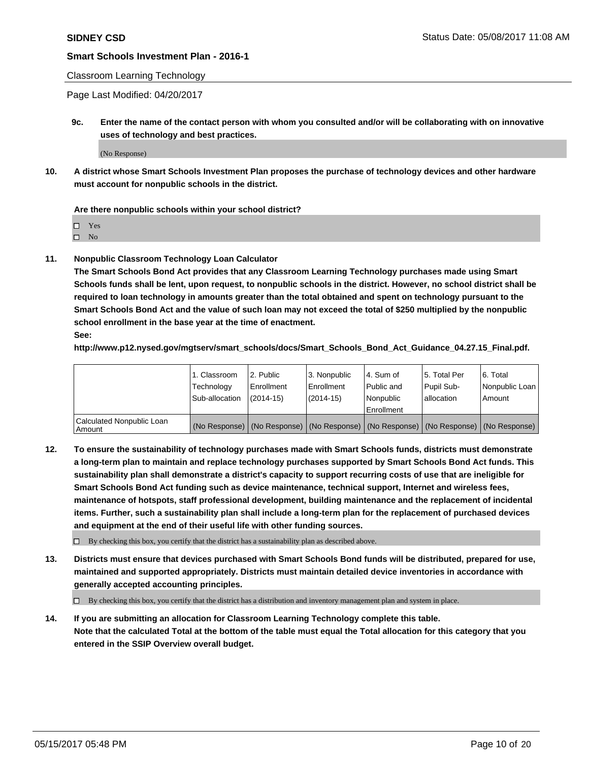Classroom Learning Technology

Page Last Modified: 04/20/2017

**9c. Enter the name of the contact person with whom you consulted and/or will be collaborating with on innovative uses of technology and best practices.**

(No Response)

**10. A district whose Smart Schools Investment Plan proposes the purchase of technology devices and other hardware must account for nonpublic schools in the district.**

**Are there nonpublic schools within your school district?**

- ☐ Yes
- ☐ No

**11. Nonpublic Classroom Technology Loan Calculator**

**The Smart Schools Bond Act provides that any Classroom Learning Technology purchases made using Smart Schools funds shall be lent, upon request, to nonpublic schools in the district. However, no school district shall be required to loan technology in amounts greater than the total obtained and spent on technology pursuant to the Smart Schools Bond Act and the value of such loan may not exceed the total of $250 multiplied by the nonpublic school enrollment in the base year at the time of enactment.**

**See:**

**http://www.p12.nysed.gov/mgtserv/smart_schools/docs/Smart_Schools_Bond_Act_Guidance_04.27.15_Final.pdf.**

| | 1. Classroom Technology Sub-allocation | 2. Public Enrollment (2014-15) | 3. Nonpublic Enrollment (2014-15) | 4. Sum of Public and Nonpublic Enrollment | 5. Total Per Pupil Sub-allocation | 6. Total Nonpublic Loan Amount |
|---|---|---|---|---|---|---|
| Calculated Nonpublic Loan Amount | (No Response) | (No Response) | (No Response) | (No Response) | (No Response) | (No Response) |

**12. To ensure the sustainability of technology purchases made with Smart Schools funds, districts must demonstrate a long-term plan to maintain and replace technology purchases supported by Smart Schools Bond Act funds. This sustainability plan shall demonstrate a district's capacity to support recurring costs of use that are ineligible for Smart Schools Bond Act funding such as device maintenance, technical support, Internet and wireless fees, maintenance of hotspots, staff professional development, building maintenance and the replacement of incidental items. Further, such a sustainability plan shall include a long-term plan for the replacement of purchased devices and equipment at the end of their useful life with other funding sources.**

☐ By checking this box, you certify that the district has a sustainability plan as described above.

**13. Districts must ensure that devices purchased with Smart Schools Bond funds will be distributed, prepared for use, maintained and supported appropriately. Districts must maintain detailed device inventories in accordance with generally accepted accounting principles.**

☐ By checking this box, you certify that the district has a distribution and inventory management plan and system in place.

**14. If you are submitting an allocation for Classroom Learning Technology complete this table. Note that the calculated Total at the bottom of the table must equal the Total allocation for this category that you entered in the SSIP Overview overall budget.**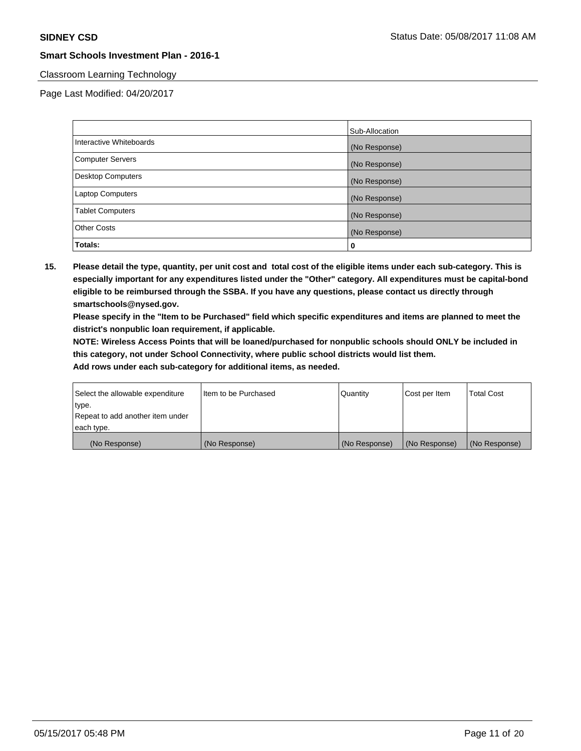Classroom Learning Technology

Page Last Modified: 04/20/2017

| | Sub-Allocation |
|---|---|
| Interactive Whiteboards | (No Response) |
| Computer Servers | (No Response) |
| Desktop Computers | (No Response) |
| Laptop Computers | (No Response) |
| Tablet Computers | (No Response) |
| Other Costs | (No Response) |
| **Totals:** | 0 |

**15. Please detail the type, quantity, per unit cost and total cost of the eligible items under each sub-category. This is especially important for any expenditures listed under the "Other" category. All expenditures must be capital-bond eligible to be reimbursed through the SSBA. If you have any questions, please contact us directly through smartschools@nysed.gov.**

**Please specify in the "Item to be Purchased" field which specific expenditures and items are planned to meet the district's nonpublic loan requirement, if applicable.**

**NOTE: Wireless Access Points that will be loaned/purchased for nonpublic schools should ONLY be included in this category, not under School Connectivity, where public school districts would list them.**

**Add rows under each sub-category for additional items, as needed.**

| Select the allowable expenditure type. Repeat to add another item under each type. | Item to be Purchased | Quantity | Cost per Item | Total Cost |
|---|---|---|---|---|
| (No Response) | (No Response) | (No Response) | (No Response) | (No Response) |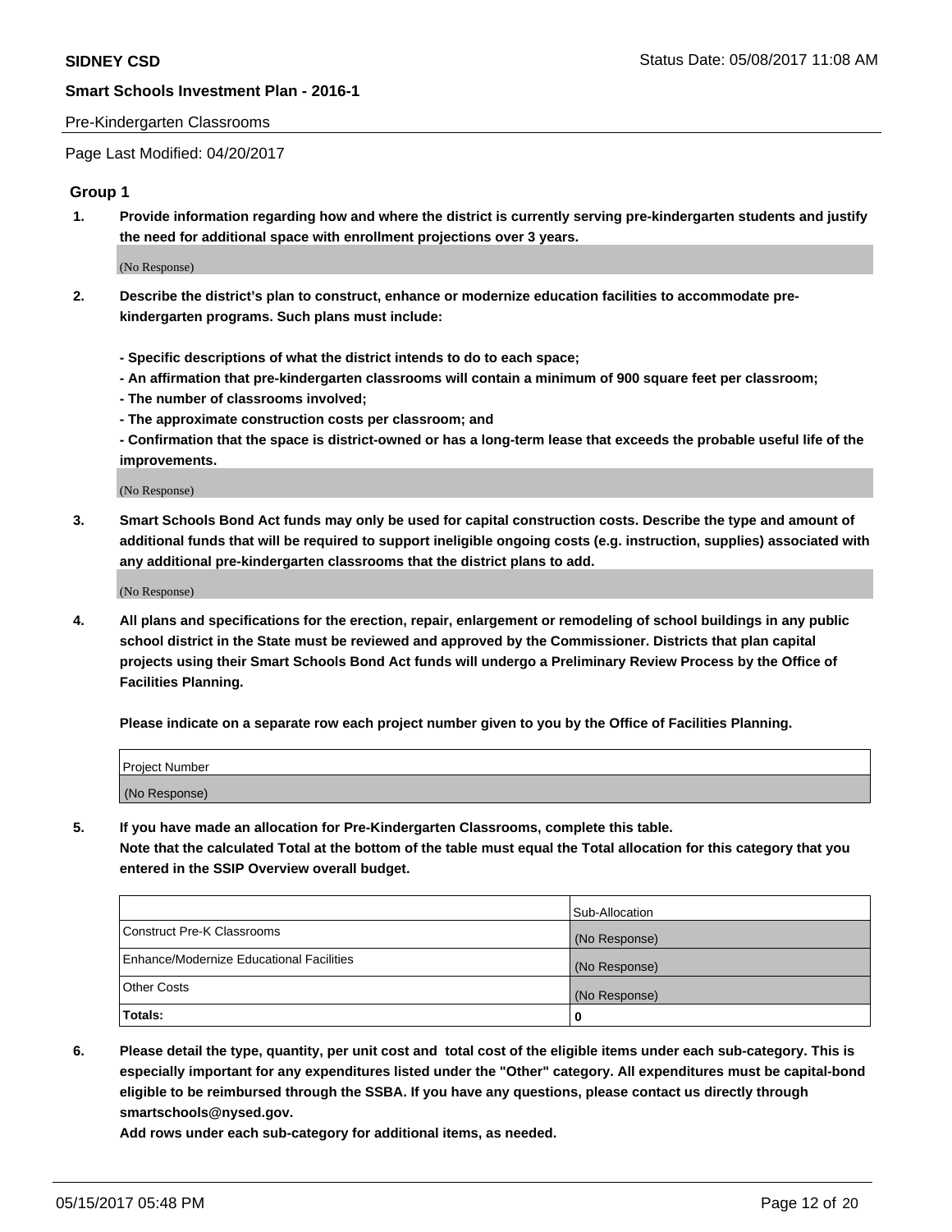Pre-Kindergarten Classrooms

Page Last Modified: 04/20/2017

## Group 1

1. **Provide information regarding how and where the district is currently serving pre-kindergarten students and justify the need for additional space with enrollment projections over 3 years.**

   (No Response)

2. **Describe the district's plan to construct, enhance or modernize education facilities to accommodate pre-kindergarten programs. Such plans must include:**

   **- Specific descriptions of what the district intends to do to each space;**
   **- An affirmation that pre-kindergarten classrooms will contain a minimum of 900 square feet per classroom;**
   **- The number of classrooms involved;**
   **- The approximate construction costs per classroom; and**
   **- Confirmation that the space is district-owned or has a long-term lease that exceeds the probable useful life of the improvements.**

   (No Response)

3. **Smart Schools Bond Act funds may only be used for capital construction costs. Describe the type and amount of additional funds that will be required to support ineligible ongoing costs (e.g. instruction, supplies) associated with any additional pre-kindergarten classrooms that the district plans to add.**

   (No Response)

4. **All plans and specifications for the erection, repair, enlargement or remodeling of school buildings in any public school district in the State must be reviewed and approved by the Commissioner. Districts that plan capital projects using their Smart Schools Bond Act funds will undergo a Preliminary Review Process by the Office of Facilities Planning.**

   **Please indicate on a separate row each project number given to you by the Office of Facilities Planning.**

| Project Number |
|---|
| (No Response) |

5. **If you have made an allocation for Pre-Kindergarten Classrooms, complete this table.**
   **Note that the calculated Total at the bottom of the table must equal the Total allocation for this category that you entered in the SSIP Overview overall budget.**

| | Sub-Allocation |
|---|---|
| Construct Pre-K Classrooms | (No Response) |
| Enhance/Modernize Educational Facilities | (No Response) |
| Other Costs | (No Response) |
| **Totals:** | **0** |

6. **Please detail the type, quantity, per unit cost and total cost of the eligible items under each sub-category. This is especially important for any expenditures listed under the "Other" category. All expenditures must be capital-bond eligible to be reimbursed through the SSBA. If you have any questions, please contact us directly through smartschools@nysed.gov.**

   **Add rows under each sub-category for additional items, as needed.**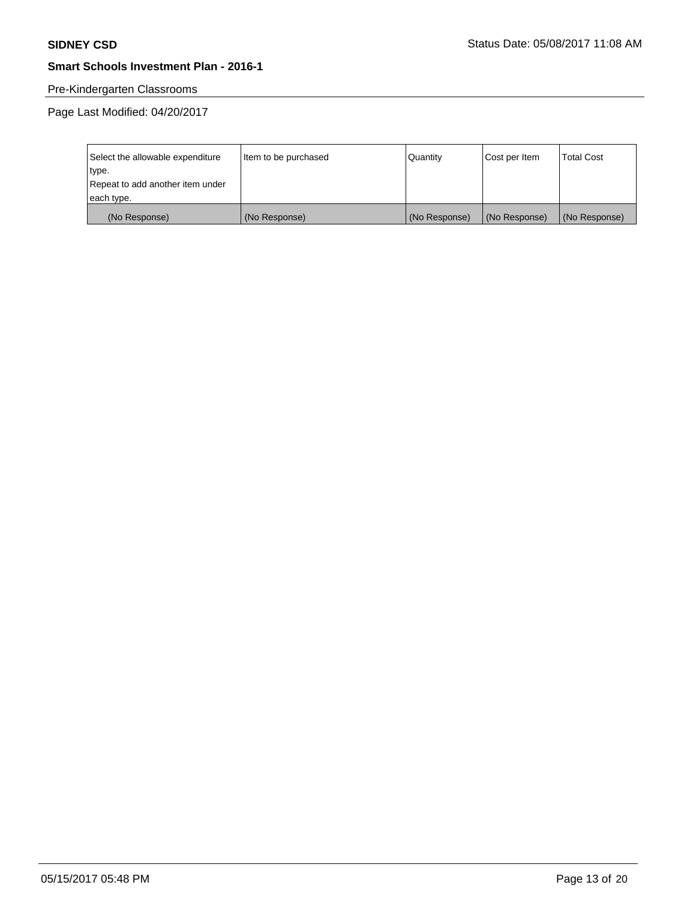Pre-Kindergarten Classrooms

Page Last Modified: 04/20/2017

| Select the allowable expenditure type.<br>Repeat to add another item under each type. | Item to be purchased | Quantity | Cost per Item | Total Cost |
|---|---|---|---|---|
| (No Response) | (No Response) | (No Response) | (No Response) | (No Response) |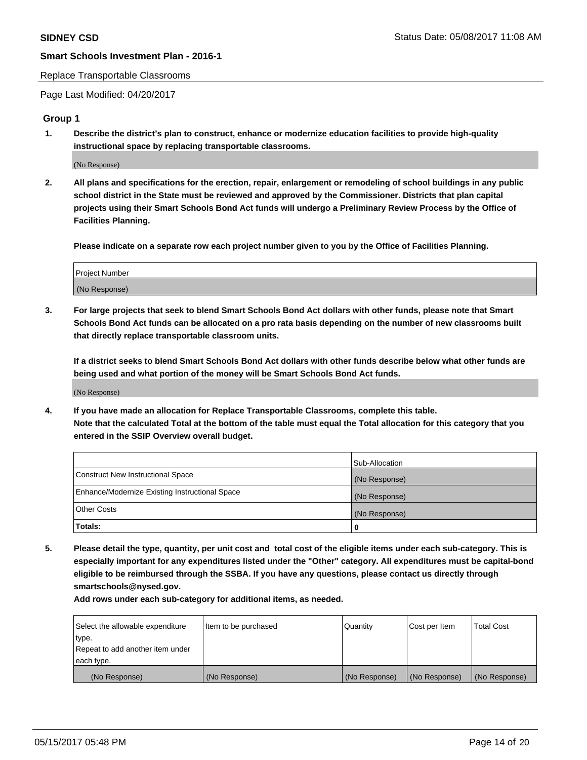Replace Transportable Classrooms

Page Last Modified: 04/20/2017

## Group 1

**1. Describe the district's plan to construct, enhance or modernize education facilities to provide high-quality instructional space by replacing transportable classrooms.**

(No Response)

**2. All plans and specifications for the erection, repair, enlargement or remodeling of school buildings in any public school district in the State must be reviewed and approved by the Commissioner. Districts that plan capital projects using their Smart Schools Bond Act funds will undergo a Preliminary Review Process by the Office of Facilities Planning.**

**Please indicate on a separate row each project number given to you by the Office of Facilities Planning.**

| Project Number |
| --- |
| (No Response) |

**3. For large projects that seek to blend Smart Schools Bond Act dollars with other funds, please note that Smart Schools Bond Act funds can be allocated on a pro rata basis depending on the number of new classrooms built that directly replace transportable classroom units.**

**If a district seeks to blend Smart Schools Bond Act dollars with other funds describe below what other funds are being used and what portion of the money will be Smart Schools Bond Act funds.**

(No Response)

**4. If you have made an allocation for Replace Transportable Classrooms, complete this table. Note that the calculated Total at the bottom of the table must equal the Total allocation for this category that you entered in the SSIP Overview overall budget.**

| | Sub-Allocation |
| --- | --- |
| Construct New Instructional Space | (No Response) |
| Enhance/Modernize Existing Instructional Space | (No Response) |
| Other Costs | (No Response) |
| **Totals:** | **0** |

**5. Please detail the type, quantity, per unit cost and total cost of the eligible items under each sub-category. This is especially important for any expenditures listed under the "Other" category. All expenditures must be capital-bond eligible to be reimbursed through the SSBA. If you have any questions, please contact us directly through smartschools@nysed.gov.**

**Add rows under each sub-category for additional items, as needed.**

| Select the allowable expenditure type. Repeat to add another item under each type. | Item to be purchased | Quantity | Cost per Item | Total Cost |
| --- | --- | --- | --- | --- |
| (No Response) | (No Response) | (No Response) | (No Response) | (No Response) |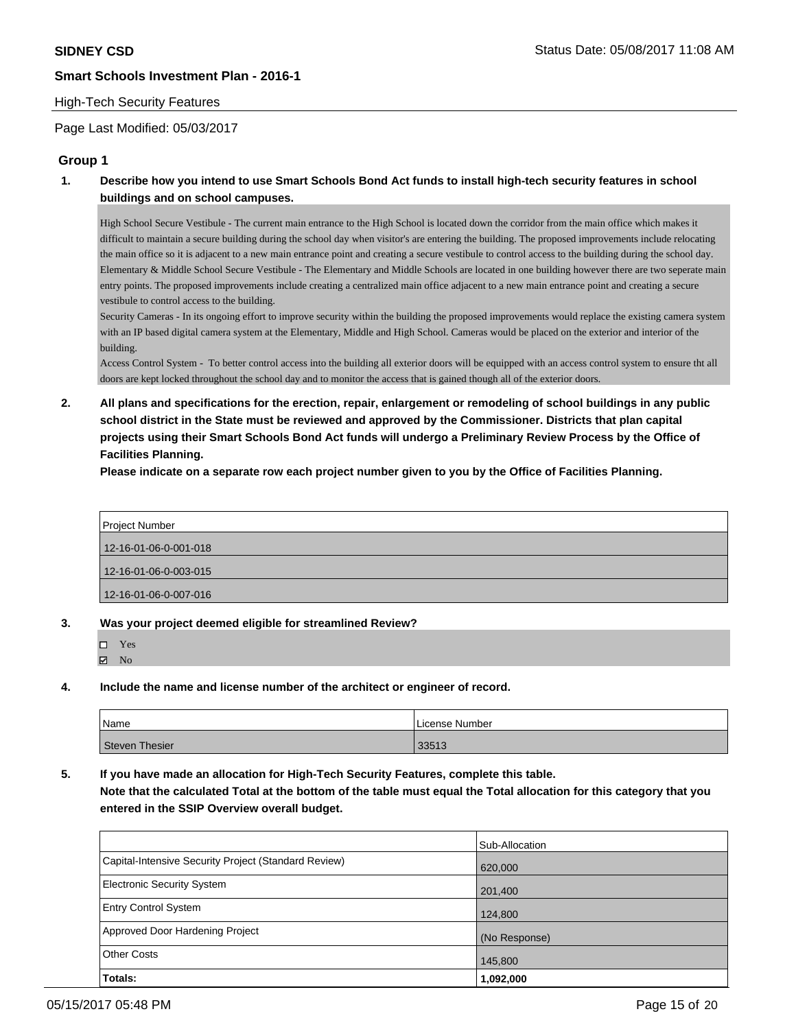**SIDNEY CSD** Status Date: 05/08/2017 11:08 AM

**Smart Schools Investment Plan - 2016-1**

High-Tech Security Features

Page Last Modified: 05/03/2017

## Group 1

**1. Describe how you intend to use Smart Schools Bond Act funds to install high-tech security features in school buildings and on school campuses.**

High School Secure Vestibule - The current main entrance to the High School is located down the corridor from the main office which makes it difficult to maintain a secure building during the school day when visitor's are entering the building. The proposed improvements include relocating the main office so it is adjacent to a new main entrance point and creating a secure vestibule to control access to the building during the school day.
Elementary & Middle School Secure Vestibule - The Elementary and Middle Schools are located in one building however there are two seperate main entry points. The proposed improvements include creating a centralized main office adjacent to a new main entrance point and creating a secure vestibule to control access to the building.
Security Cameras - In its ongoing effort to improve security within the building the proposed improvements would replace the existing camera system with an IP based digital camera system at the Elementary, Middle and High School. Cameras would be placed on the exterior and interior of the building.
Access Control System - To better control access into the building all exterior doors will be equipped with an access control system to ensure tht all doors are kept locked throughout the school day and to monitor the access that is gained though all of the exterior doors.

**2. All plans and specifications for the erection, repair, enlargement or remodeling of school buildings in any public school district in the State must be reviewed and approved by the Commissioner. Districts that plan capital projects using their Smart Schools Bond Act funds will undergo a Preliminary Review Process by the Office of Facilities Planning.**
**Please indicate on a separate row each project number given to you by the Office of Facilities Planning.**

| Project Number |
|---|
| 12-16-01-06-0-001-018 |
| 12-16-01-06-0-003-015 |
| 12-16-01-06-0-007-016 |

**3. Was your project deemed eligible for streamlined Review?**

☐ Yes
☑ No

**4. Include the name and license number of the architect or engineer of record.**

| Name | License Number |
|---|---|
| Steven Thesier | 33513 |

**5. If you have made an allocation for High-Tech Security Features, complete this table.**
**Note that the calculated Total at the bottom of the table must equal the Total allocation for this category that you entered in the SSIP Overview overall budget.**

| | Sub-Allocation |
|---|---|
| Capital-Intensive Security Project (Standard Review) | 620,000 |
| Electronic Security System | 201,400 |
| Entry Control System | 124,800 |
| Approved Door Hardening Project | (No Response) |
| Other Costs | 145,800 |
| **Totals:** | **1,092,000** |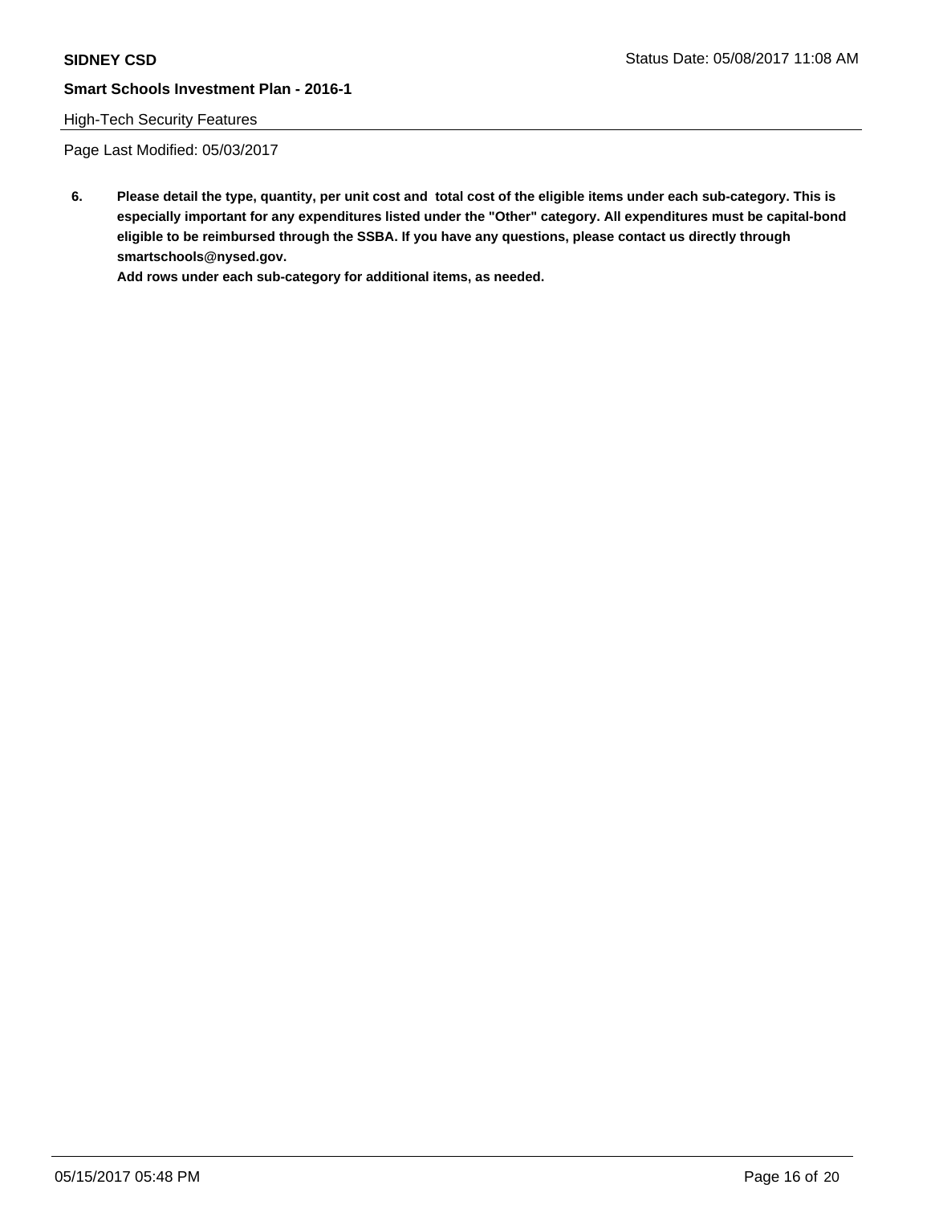High-Tech Security Features

Page Last Modified: 05/03/2017

**6. Please detail the type, quantity, per unit cost and total cost of the eligible items under each sub-category. This is especially important for any expenditures listed under the "Other" category. All expenditures must be capital-bond eligible to be reimbursed through the SSBA. If you have any questions, please contact us directly through smartschools@nysed.gov.**

**Add rows under each sub-category for additional items, as needed.**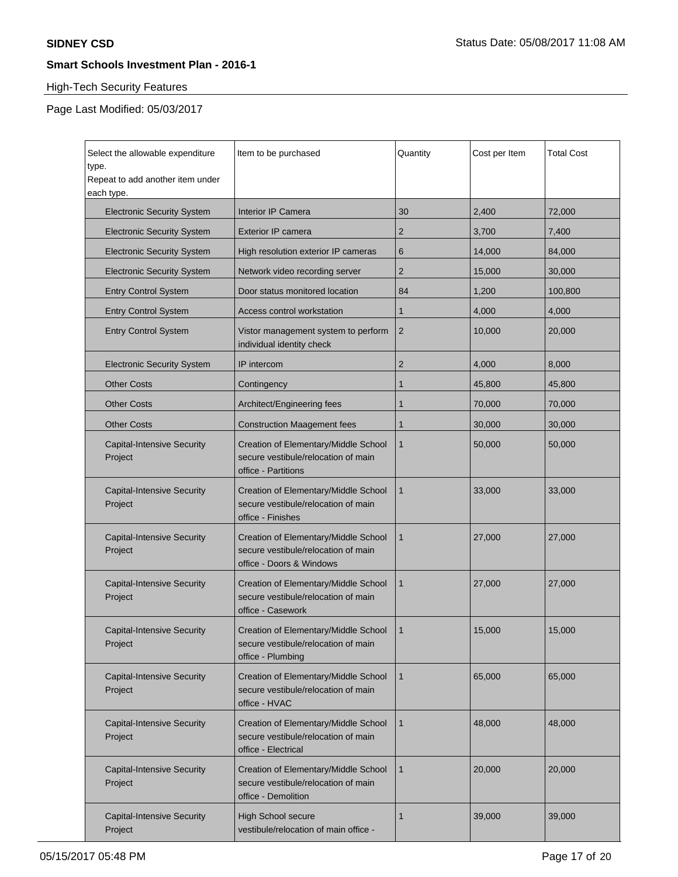**SIDNEY CSD**

**Smart Schools Investment Plan - 2016-1**

High-Tech Security Features

Page Last Modified: 05/03/2017

| Select the allowable expenditure type. Repeat to add another item under each type. | Item to be purchased | Quantity | Cost per Item | Total Cost |
|---|---|---|---|---|
| Electronic Security System | Interior IP Camera | 30 | 2,400 | 72,000 |
| Electronic Security System | Exterior IP camera | 2 | 3,700 | 7,400 |
| Electronic Security System | High resolution exterior IP cameras | 6 | 14,000 | 84,000 |
| Electronic Security System | Network video recording server | 2 | 15,000 | 30,000 |
| Entry Control System | Door status monitored location | 84 | 1,200 | 100,800 |
| Entry Control System | Access control workstation | 1 | 4,000 | 4,000 |
| Entry Control System | Vistor management system to perform individual identity check | 2 | 10,000 | 20,000 |
| Electronic Security System | IP intercom | 2 | 4,000 | 8,000 |
| Other Costs | Contingency | 1 | 45,800 | 45,800 |
| Other Costs | Architect/Engineering fees | 1 | 70,000 | 70,000 |
| Other Costs | Construction Maagement fees | 1 | 30,000 | 30,000 |
| Capital-Intensive Security Project | Creation of Elementary/Middle School secure vestibule/relocation of main office - Partitions | 1 | 50,000 | 50,000 |
| Capital-Intensive Security Project | Creation of Elementary/Middle School secure vestibule/relocation of main office - Finishes | 1 | 33,000 | 33,000 |
| Capital-Intensive Security Project | Creation of Elementary/Middle School secure vestibule/relocation of main office - Doors & Windows | 1 | 27,000 | 27,000 |
| Capital-Intensive Security Project | Creation of Elementary/Middle School secure vestibule/relocation of main office - Casework | 1 | 27,000 | 27,000 |
| Capital-Intensive Security Project | Creation of Elementary/Middle School secure vestibule/relocation of main office - Plumbing | 1 | 15,000 | 15,000 |
| Capital-Intensive Security Project | Creation of Elementary/Middle School secure vestibule/relocation of main office - HVAC | 1 | 65,000 | 65,000 |
| Capital-Intensive Security Project | Creation of Elementary/Middle School secure vestibule/relocation of main office - Electrical | 1 | 48,000 | 48,000 |
| Capital-Intensive Security Project | Creation of Elementary/Middle School secure vestibule/relocation of main office - Demolition | 1 | 20,000 | 20,000 |
| Capital-Intensive Security Project | High School secure vestibule/relocation of main office - | 1 | 39,000 | 39,000 |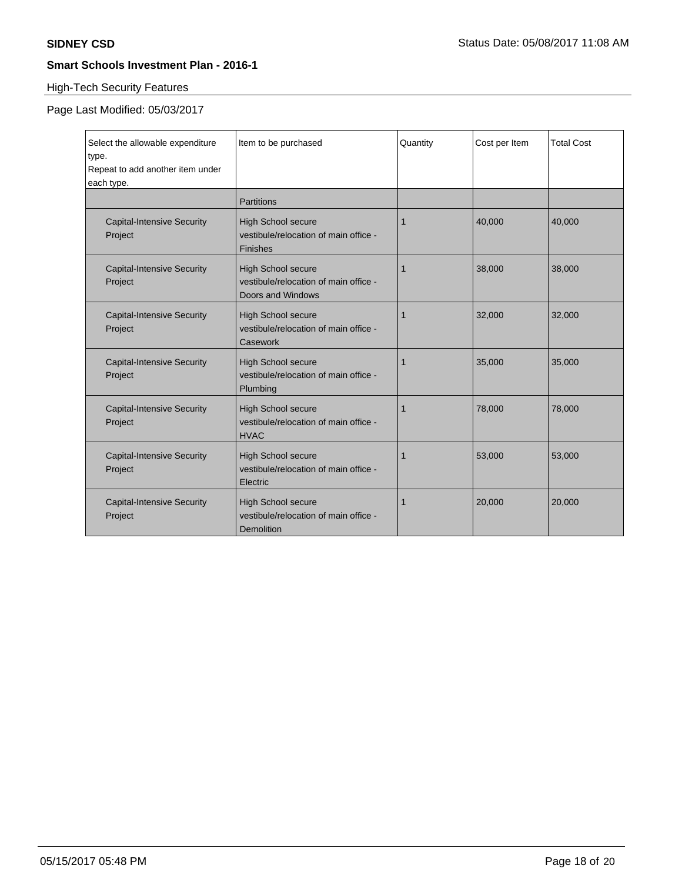**SIDNEY CSD** Status Date: 05/08/2017 11:08 AM

**Smart Schools Investment Plan - 2016-1**

High-Tech Security Features

Page Last Modified: 05/03/2017

| Select the allowable expenditure type.<br>Repeat to add another item under each type. | Item to be purchased | Quantity | Cost per Item | Total Cost |
|---|---|---|---|---|
| | Partitions | | | |
| Capital-Intensive Security Project | High School secure vestibule/relocation of main office - Finishes | 1 | 40,000 | 40,000 |
| Capital-Intensive Security Project | High School secure vestibule/relocation of main office - Doors and Windows | 1 | 38,000 | 38,000 |
| Capital-Intensive Security Project | High School secure vestibule/relocation of main office - Casework | 1 | 32,000 | 32,000 |
| Capital-Intensive Security Project | High School secure vestibule/relocation of main office - Plumbing | 1 | 35,000 | 35,000 |
| Capital-Intensive Security Project | High School secure vestibule/relocation of main office - HVAC | 1 | 78,000 | 78,000 |
| Capital-Intensive Security Project | High School secure vestibule/relocation of main office - Electric | 1 | 53,000 | 53,000 |
| Capital-Intensive Security Project | High School secure vestibule/relocation of main office - Demolition | 1 | 20,000 | 20,000 |